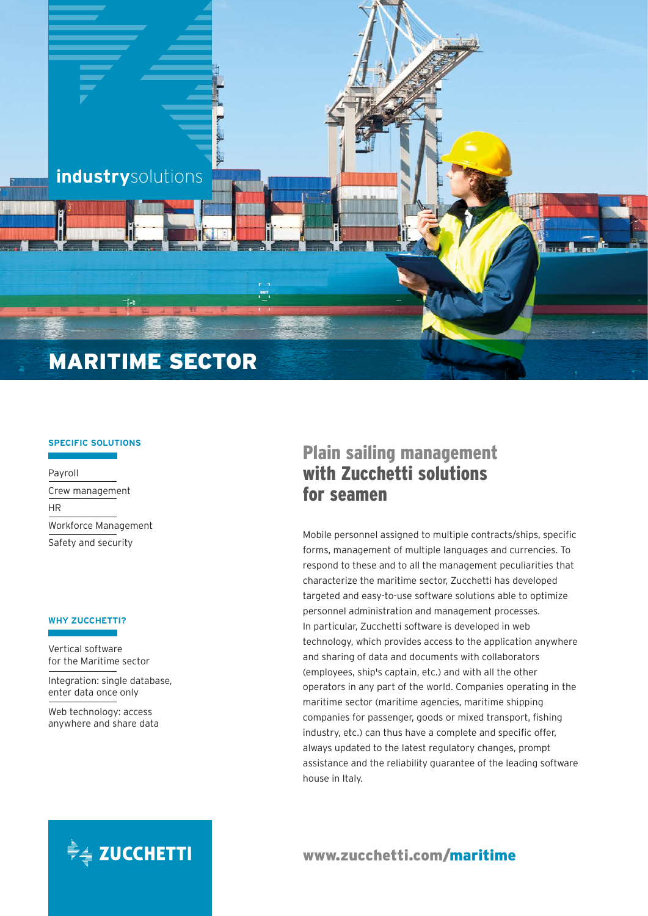industrysolutions

# MARITIME SECTOR

### SPECIFIC SOLUTIONS

- Payroll
- Crew management
- HR
- Workforce Management
- Safety and security

### WHY ZUCCHETTI?

- Vertical software for the Maritime sector
- Integration: single database, enter data once only
- Web technology: access anywhere and share data

## Plain sailing management with Zucchetti solutions for seamen

Mobile personnel assigned to multiple contracts/ships, specific forms, management of multiple languages and currencies. To respond to these and to all the management peculiarities that characterize the maritime sector, Zucchetti has developed targeted and easy-to-use software solutions able to optimize personnel administration and management processes.
In particular, Zucchetti software is developed in web technology, which provides access to the application anywhere and sharing of data and documents with collaborators (employees, ship's captain, etc.) and with all the other operators in any part of the world. Companies operating in the maritime sector (maritime agencies, maritime shipping companies for passenger, goods or mixed transport, fishing industry, etc.) can thus have a complete and specific offer, always updated to the latest regulatory changes, prompt assistance and the reliability guarantee of the leading software house in Italy.

ZUCCHETTI

www.zucchetti.com/maritime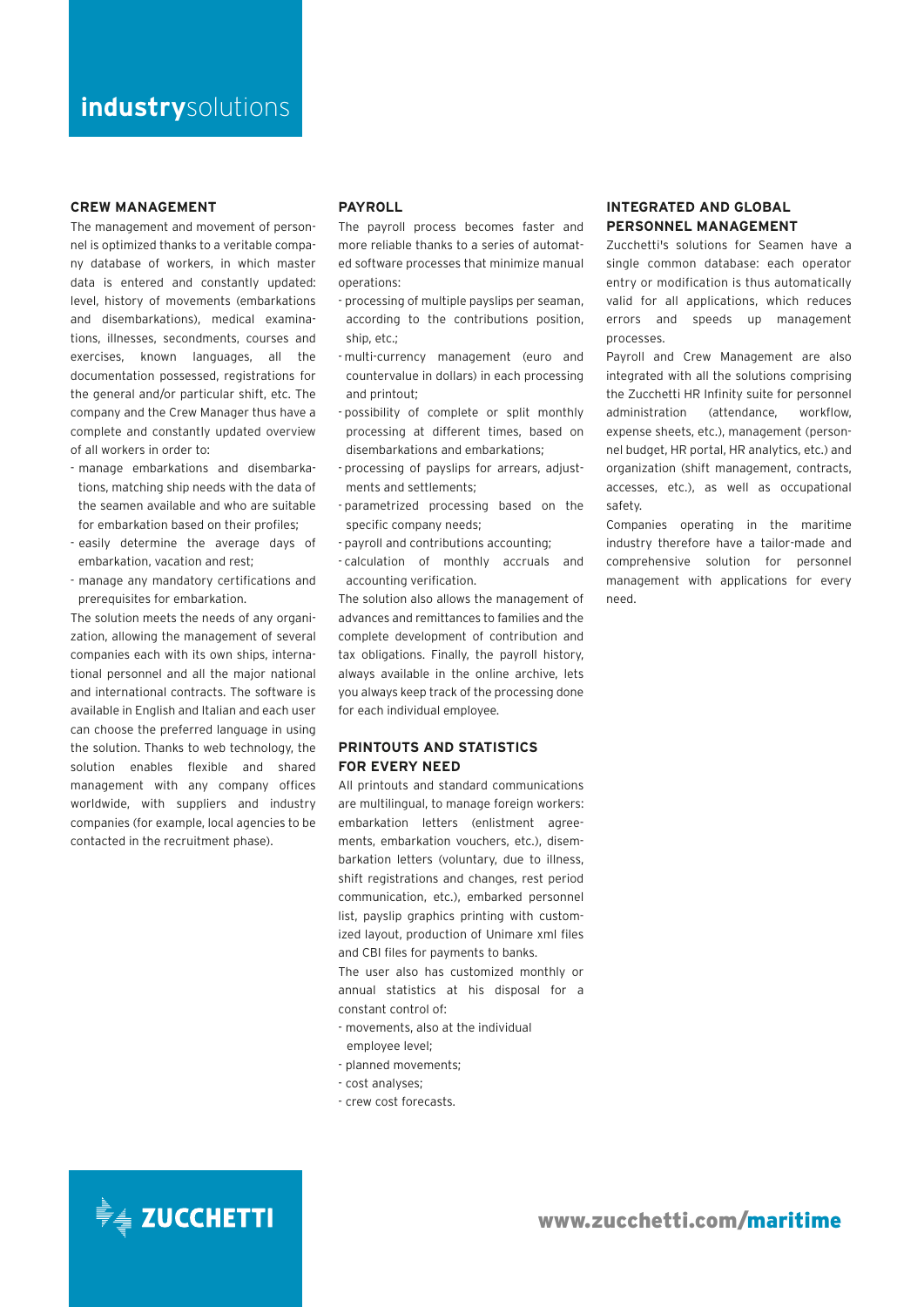# industrysolutions

## CREW MANAGEMENT

The management and movement of personnel is optimized thanks to a veritable company database of workers, in which master data is entered and constantly updated: level, history of movements (embarkations and disembarkations), medical examinations, illnesses, secondments, courses and exercises, known languages, all the documentation possessed, registrations for the general and/or particular shift, etc. The company and the Crew Manager thus have a complete and constantly updated overview of all workers in order to:

- manage embarkations and disembarkations, matching ship needs with the data of the seamen available and who are suitable for embarkation based on their profiles;
- easily determine the average days of embarkation, vacation and rest;
- manage any mandatory certifications and prerequisites for embarkation.

The solution meets the needs of any organization, allowing the management of several companies each with its own ships, international personnel and all the major national and international contracts. The software is available in English and Italian and each user can choose the preferred language in using the solution. Thanks to web technology, the solution enables flexible and shared management with any company offices worldwide, with suppliers and industry companies (for example, local agencies to be contacted in the recruitment phase).

## PAYROLL

The payroll process becomes faster and more reliable thanks to a series of automated software processes that minimize manual operations:

- processing of multiple payslips per seaman, according to the contributions position, ship, etc.;
- multi-currency management (euro and countervalue in dollars) in each processing and printout;
- possibility of complete or split monthly processing at different times, based on disembarkations and embarkations;
- processing of payslips for arrears, adjustments and settlements;
- parametrized processing based on the specific company needs;
- payroll and contributions accounting;
- calculation of monthly accruals and accounting verification.

The solution also allows the management of advances and remittances to families and the complete development of contribution and tax obligations. Finally, the payroll history, always available in the online archive, lets you always keep track of the processing done for each individual employee.

## PRINTOUTS AND STATISTICS FOR EVERY NEED

All printouts and standard communications are multilingual, to manage foreign workers: embarkation letters (enlistment agreements, embarkation vouchers, etc.), disembarkation letters (voluntary, due to illness, shift registrations and changes, rest period communication, etc.), embarked personnel list, payslip graphics printing with customized layout, production of Unimare xml files and CBI files for payments to banks.

The user also has customized monthly or annual statistics at his disposal for a constant control of:

- movements, also at the individual employee level;
- planned movements;
- cost analyses;
- crew cost forecasts.

## INTEGRATED AND GLOBAL PERSONNEL MANAGEMENT

Zucchetti's solutions for Seamen have a single common database: each operator entry or modification is thus automatically valid for all applications, which reduces errors and speeds up management processes.

Payroll and Crew Management are also integrated with all the solutions comprising the Zucchetti HR Infinity suite for personnel administration (attendance, workflow, expense sheets, etc.), management (personnel budget, HR portal, HR analytics, etc.) and organization (shift management, contracts, accesses, etc.), as well as occupational safety.

Companies operating in the maritime industry therefore have a tailor-made and comprehensive solution for personnel management with applications for every need.

ZUCCHETTI

www.zucchetti.com/maritime